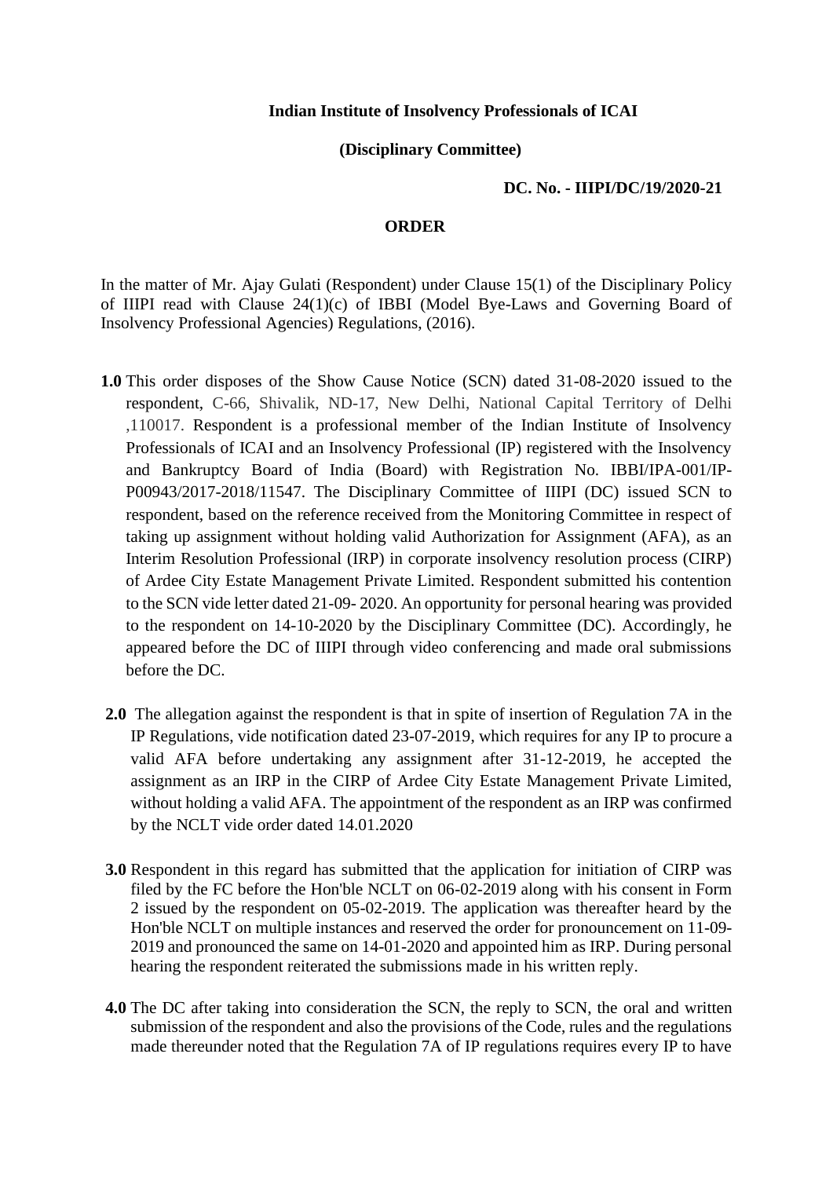**Indian Institute of Insolvency Professionals of ICAI**

**(Disciplinary Committee)**

**DC. No. - IIIPI/DC/19/2020-21**

**ORDER**

In the matter of Mr. Ajay Gulati (Respondent) under Clause 15(1) of the Disciplinary Policy of IIIPI read with Clause 24(1)(c) of IBBI (Model Bye-Laws and Governing Board of Insolvency Professional Agencies) Regulations, (2016).

**1.0** This order disposes of the Show Cause Notice (SCN) dated 31-08-2020 issued to the respondent, C-66, Shivalik, ND-17, New Delhi, National Capital Territory of Delhi ,110017. Respondent is a professional member of the Indian Institute of Insolvency Professionals of ICAI and an Insolvency Professional (IP) registered with the Insolvency and Bankruptcy Board of India (Board) with Registration No. IBBI/IPA-001/IP-P00943/2017-2018/11547. The Disciplinary Committee of IIIPI (DC) issued SCN to respondent, based on the reference received from the Monitoring Committee in respect of taking up assignment without holding valid Authorization for Assignment (AFA), as an Interim Resolution Professional (IRP) in corporate insolvency resolution process (CIRP) of Ardee City Estate Management Private Limited. Respondent submitted his contention to the SCN vide letter dated 21-09- 2020. An opportunity for personal hearing was provided to the respondent on 14-10-2020 by the Disciplinary Committee (DC). Accordingly, he appeared before the DC of IIIPI through video conferencing and made oral submissions before the DC.

**2.0** The allegation against the respondent is that in spite of insertion of Regulation 7A in the IP Regulations, vide notification dated 23-07-2019, which requires for any IP to procure a valid AFA before undertaking any assignment after 31-12-2019, he accepted the assignment as an IRP in the CIRP of Ardee City Estate Management Private Limited, without holding a valid AFA. The appointment of the respondent as an IRP was confirmed by the NCLT vide order dated 14.01.2020

**3.0** Respondent in this regard has submitted that the application for initiation of CIRP was filed by the FC before the Hon'ble NCLT on 06-02-2019 along with his consent in Form 2 issued by the respondent on 05-02-2019. The application was thereafter heard by the Hon'ble NCLT on multiple instances and reserved the order for pronouncement on 11-09-2019 and pronounced the same on 14-01-2020 and appointed him as IRP. During personal hearing the respondent reiterated the submissions made in his written reply.

**4.0** The DC after taking into consideration the SCN, the reply to SCN, the oral and written submission of the respondent and also the provisions of the Code, rules and the regulations made thereunder noted that the Regulation 7A of IP regulations requires every IP to have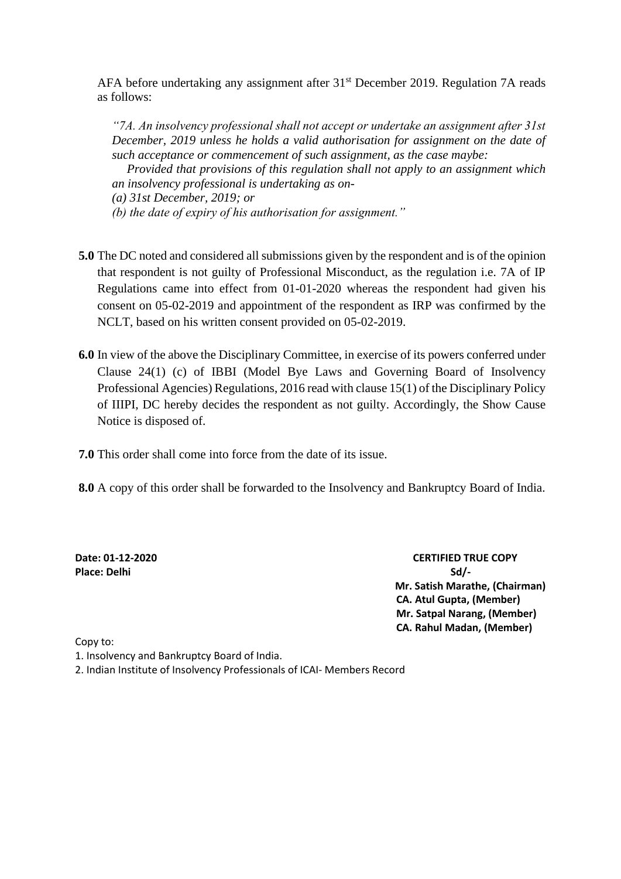AFA before undertaking any assignment after 31st December 2019. Regulation 7A reads as follows:

*"7A. An insolvency professional shall not accept or undertake an assignment after 31st December, 2019 unless he holds a valid authorisation for assignment on the date of such acceptance or commencement of such assignment, as the case maybe:*

*Provided that provisions of this regulation shall not apply to an assignment which an insolvency professional is undertaking as on-*

*(a) 31st December, 2019; or*

*(b) the date of expiry of his authorisation for assignment."*

**5.0** The DC noted and considered all submissions given by the respondent and is of the opinion that respondent is not guilty of Professional Misconduct, as the regulation i.e. 7A of IP Regulations came into effect from 01-01-2020 whereas the respondent had given his consent on 05-02-2019 and appointment of the respondent as IRP was confirmed by the NCLT, based on his written consent provided on 05-02-2019.

**6.0** In view of the above the Disciplinary Committee, in exercise of its powers conferred under Clause 24(1) (c) of IBBI (Model Bye Laws and Governing Board of Insolvency Professional Agencies) Regulations, 2016 read with clause 15(1) of the Disciplinary Policy of IIIPI, DC hereby decides the respondent as not guilty. Accordingly, the Show Cause Notice is disposed of.

**7.0** This order shall come into force from the date of its issue.

**8.0** A copy of this order shall be forwarded to the Insolvency and Bankruptcy Board of India.

**Date: 01-12-2020**
**Place: Delhi**

**CERTIFIED TRUE COPY**
**Sd/-**
**Mr. Satish Marathe, (Chairman)**
**CA. Atul Gupta, (Member)**
**Mr. Satpal Narang, (Member)**
**CA. Rahul Madan, (Member)**

Copy to:

1. Insolvency and Bankruptcy Board of India.
2. Indian Institute of Insolvency Professionals of ICAI- Members Record